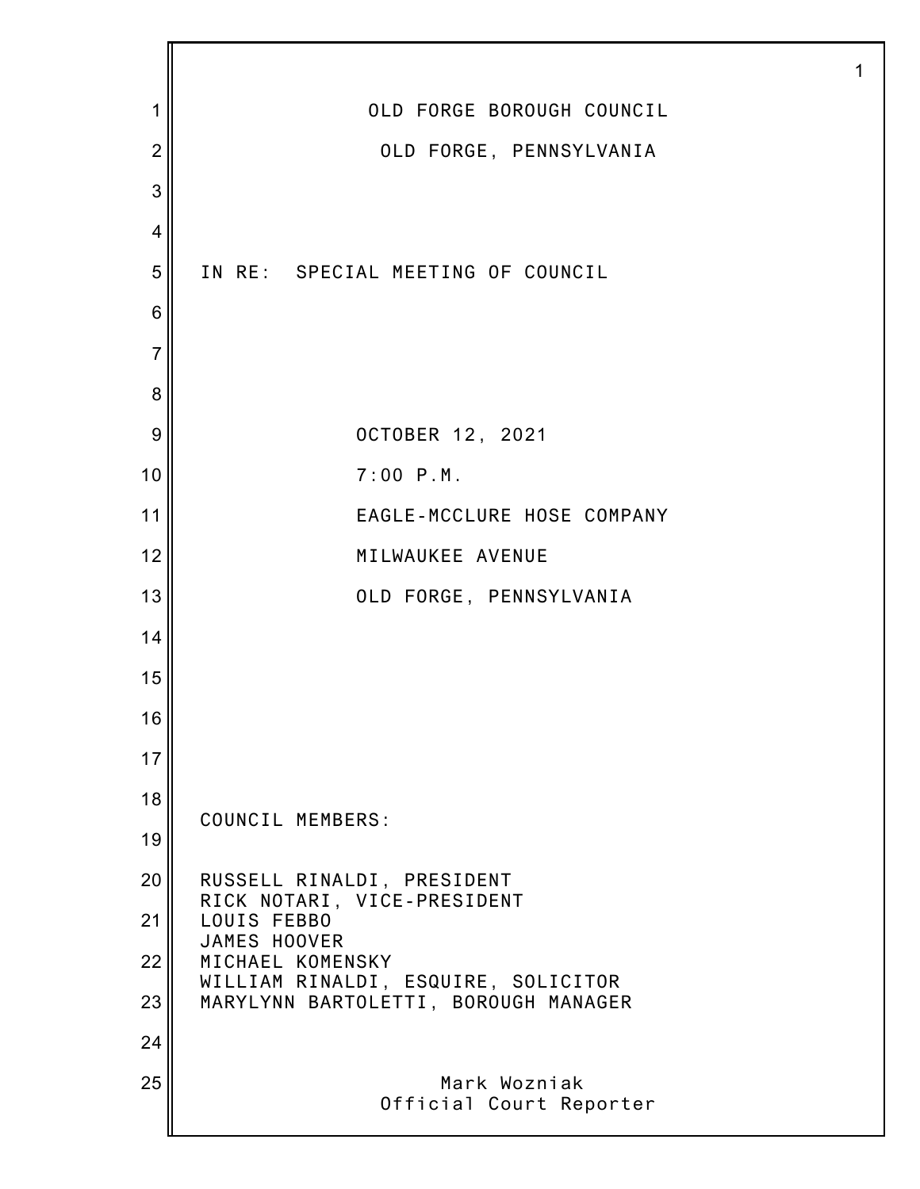OLD FORGE BOROUGH COUNCIL

OLD FORGE, PENNSYLVANIA

IN RE: SPECIAL MEETING OF COUNCIL

OCTOBER 12, 2021

7:00 P.M.

EAGLE-MCCLURE HOSE COMPANY

MILWAUKEE AVENUE

OLD FORGE, PENNSYLVANIA

COUNCIL MEMBERS:

RUSSELL RINALDI, PRESIDENT
RICK NOTARI, VICE-PRESIDENT
LOUIS FEBBO
JAMES HOOVER
MICHAEL KOMENSKY
WILLIAM RINALDI, ESQUIRE, SOLICITOR
MARYLYNN BARTOLETTI, BOROUGH MANAGER

Mark Wozniak
Official Court Reporter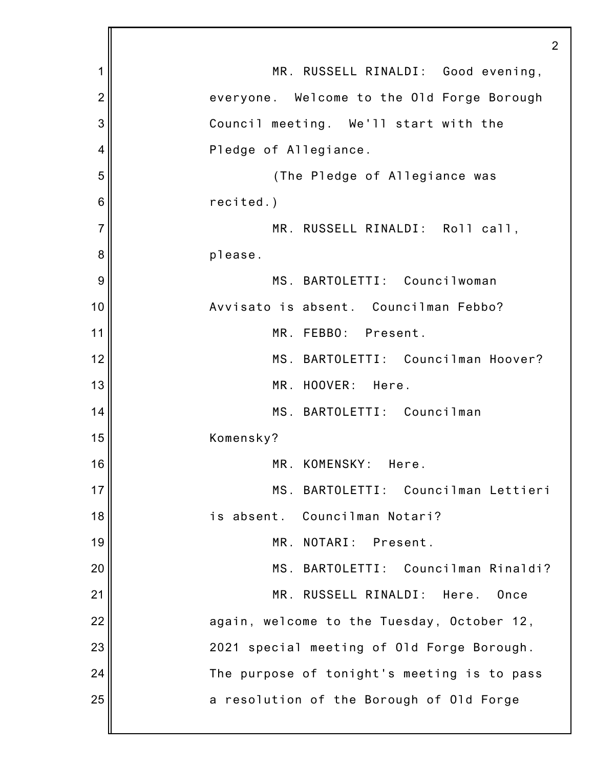MR. RUSSELL RINALDI: Good evening, everyone. Welcome to the Old Forge Borough Council meeting. We'll start with the Pledge of Allegiance.

(The Pledge of Allegiance was recited.)

MR. RUSSELL RINALDI: Roll call, please.

MS. BARTOLETTI: Councilwoman Avvisato is absent. Councilman Febbo?

MR. FEBBO: Present.

MS. BARTOLETTI: Councilman Hoover?

MR. HOOVER: Here.

MS. BARTOLETTI: Councilman Komensky?

MR. KOMENSKY: Here.

MS. BARTOLETTI: Councilman Lettieri is absent. Councilman Notari?

MR. NOTARI: Present.

MS. BARTOLETTI: Councilman Rinaldi?

MR. RUSSELL RINALDI: Here. Once again, welcome to the Tuesday, October 12, 2021 special meeting of Old Forge Borough. The purpose of tonight's meeting is to pass a resolution of the Borough of Old Forge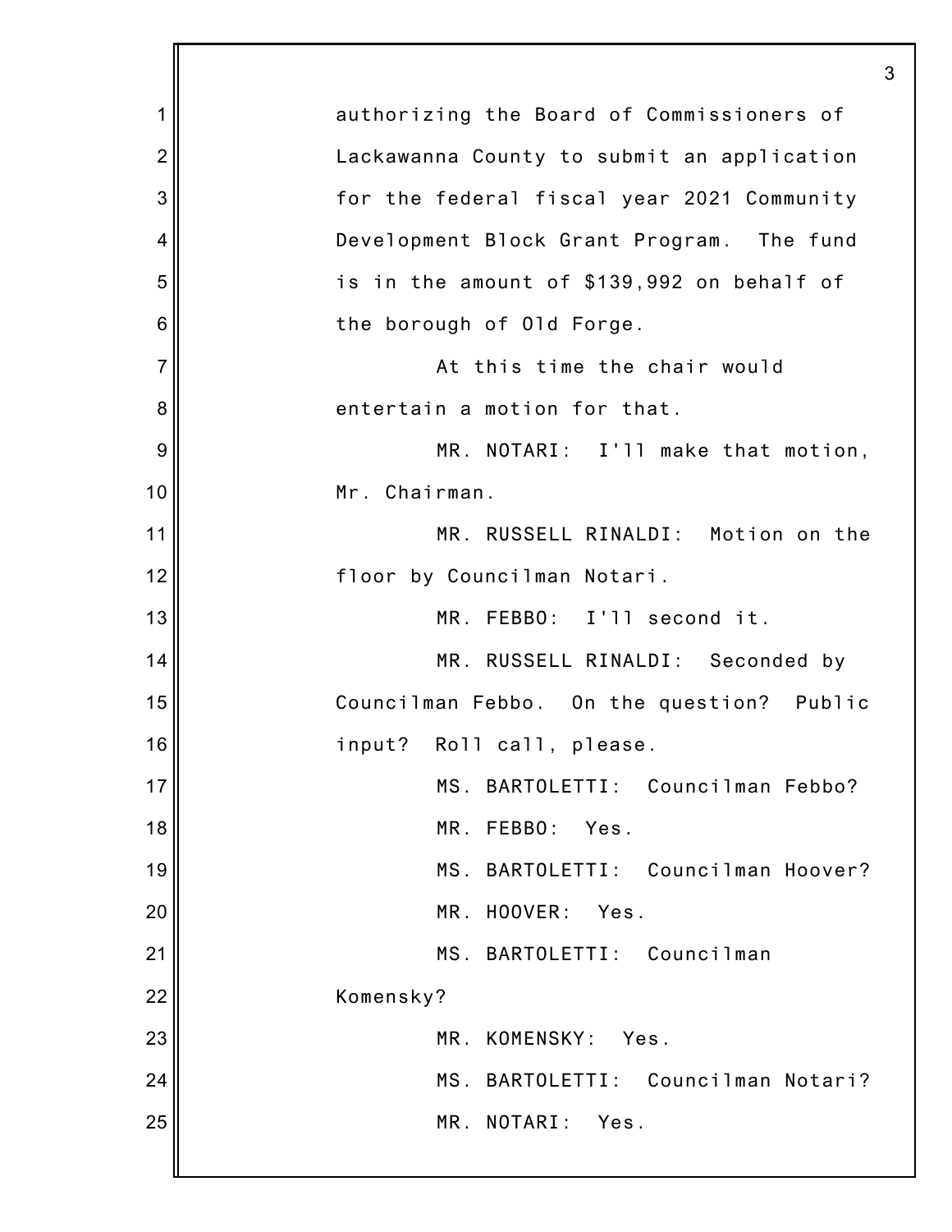authorizing the Board of Commissioners of Lackawanna County to submit an application for the federal fiscal year 2021 Community Development Block Grant Program. The fund is in the amount of $139,992 on behalf of the borough of Old Forge.

At this time the chair would entertain a motion for that.

MR. NOTARI: I'll make that motion, Mr. Chairman.

MR. RUSSELL RINALDI: Motion on the floor by Councilman Notari.

MR. FEBBO: I'll second it.

MR. RUSSELL RINALDI: Seconded by Councilman Febbo. On the question? Public input? Roll call, please.

MS. BARTOLETTI: Councilman Febbo?

MR. FEBBO: Yes.

MS. BARTOLETTI: Councilman Hoover?

MR. HOOVER: Yes.

MS. BARTOLETTI: Councilman Komensky?

MR. KOMENSKY: Yes.

MS. BARTOLETTI: Councilman Notari?

MR. NOTARI: Yes.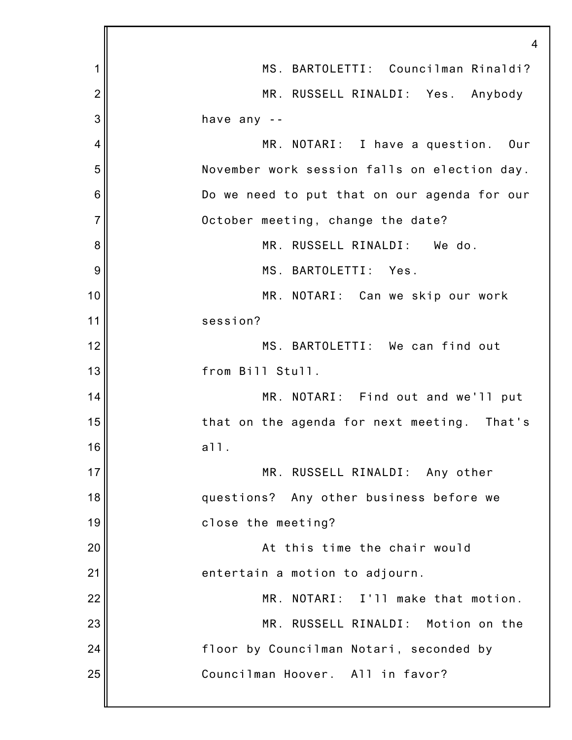MS. BARTOLETTI: Councilman Rinaldi?

MR. RUSSELL RINALDI: Yes. Anybody have any --

MR. NOTARI: I have a question. Our November work session falls on election day. Do we need to put that on our agenda for our October meeting, change the date?

MR. RUSSELL RINALDI: We do.

MS. BARTOLETTI: Yes.

MR. NOTARI: Can we skip our work session?

MS. BARTOLETTI: We can find out from Bill Stull.

MR. NOTARI: Find out and we'll put that on the agenda for next meeting. That's all.

MR. RUSSELL RINALDI: Any other questions? Any other business before we close the meeting?

At this time the chair would entertain a motion to adjourn.

MR. NOTARI: I'll make that motion.

MR. RUSSELL RINALDI: Motion on the floor by Councilman Notari, seconded by Councilman Hoover. All in favor?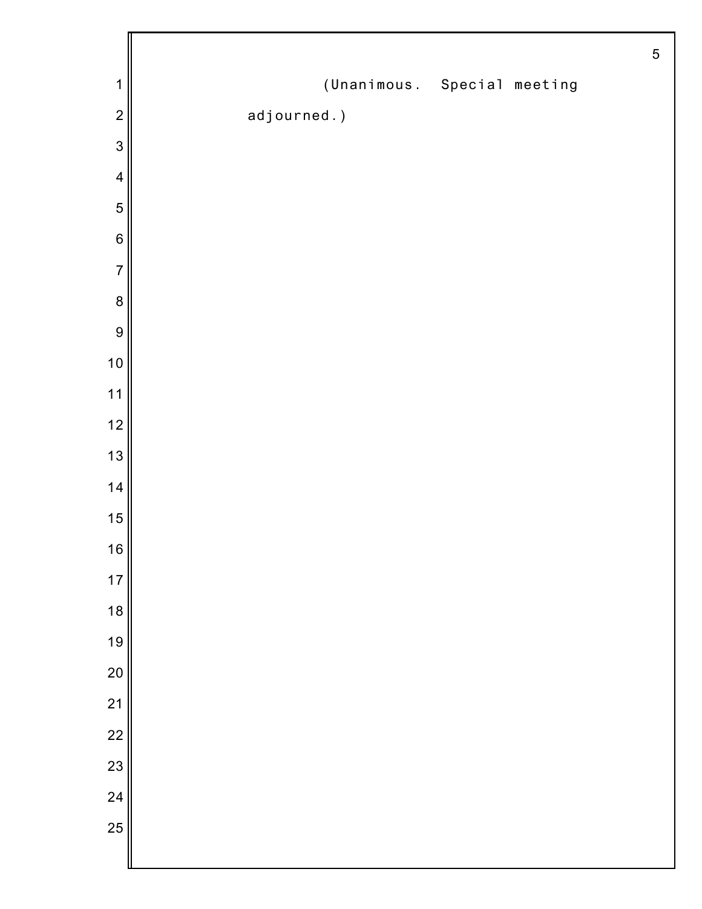(Unanimous. Special meeting adjourned.)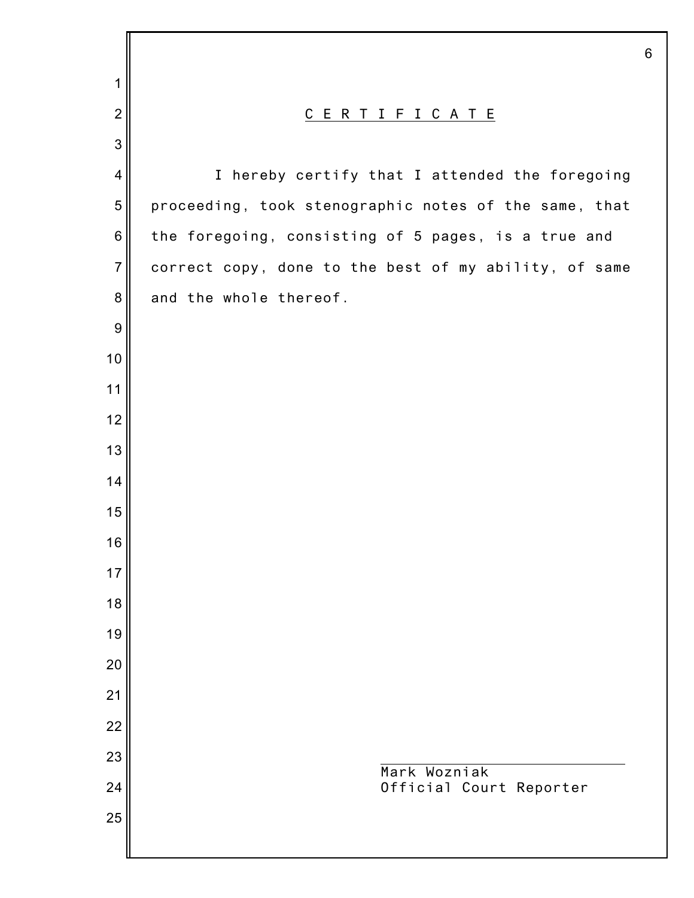## C E R T I F I C A T E

I hereby certify that I attended the foregoing proceeding, took stenographic notes of the same, that the foregoing, consisting of 5 pages, is a true and correct copy, done to the best of my ability, of same and the whole thereof.

Mark Wozniak
Official Court Reporter